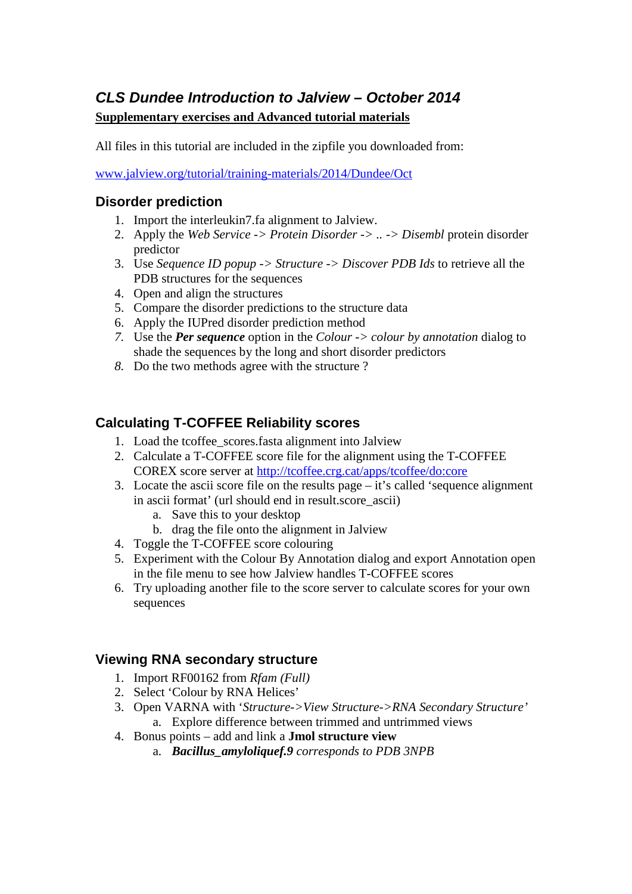# *CLS Dundee Introduction to Jalview – October 2014*

**Supplementary exercises and Advanced tutorial materials**

All files in this tutorial are included in the zipfile you downloaded from:

[www.jalview.org/tutorial/training-materials/2014/Dundee/Oct](www.jalview.org/tutorial/training-materials/2014/Dundee/Oct)

## Disorder prediction

1. Import the interleukin7.fa alignment to Jalview.
2. Apply the *Web Service -> Protein Disorder -> .. -> Disembl* protein disorder predictor
3. Use *Sequence ID popup -> Structure -> Discover PDB Ids* to retrieve all the PDB structures for the sequences
4. Open and align the structures
5. Compare the disorder predictions to the structure data
6. Apply the IUPred disorder prediction method
7. Use the ***Per sequence*** option in the *Colour -> colour by annotation* dialog to shade the sequences by the long and short disorder predictors
8. Do the two methods agree with the structure ?

## Calculating T-COFFEE Reliability scores

1. Load the tcoffee_scores.fasta alignment into Jalview
2. Calculate a T-COFFEE score file for the alignment using the T-COFFEE COREX score server at [http://tcoffee.crg.cat/apps/tcoffee/do:core](http://tcoffee.crg.cat/apps/tcoffee/do:core)
3. Locate the ascii score file on the results page – it's called 'sequence alignment in ascii format' (url should end in result.score_ascii)
   a. Save this to your desktop
   b. drag the file onto the alignment in Jalview
4. Toggle the T-COFFEE score colouring
5. Experiment with the Colour By Annotation dialog and export Annotation open in the file menu to see how Jalview handles T-COFFEE scores
6. Try uploading another file to the score server to calculate scores for your own sequences

## Viewing RNA secondary structure

1. Import RF00162 from *Rfam (Full)*
2. Select 'Colour by RNA Helices'
3. Open VARNA with '*Structure->View Structure->RNA Secondary Structure'*
   a. Explore difference between trimmed and untrimmed views
4. Bonus points – add and link a **Jmol structure view**
   a. ***Bacillus_amyloliquef.9*** *corresponds to PDB 3NPB*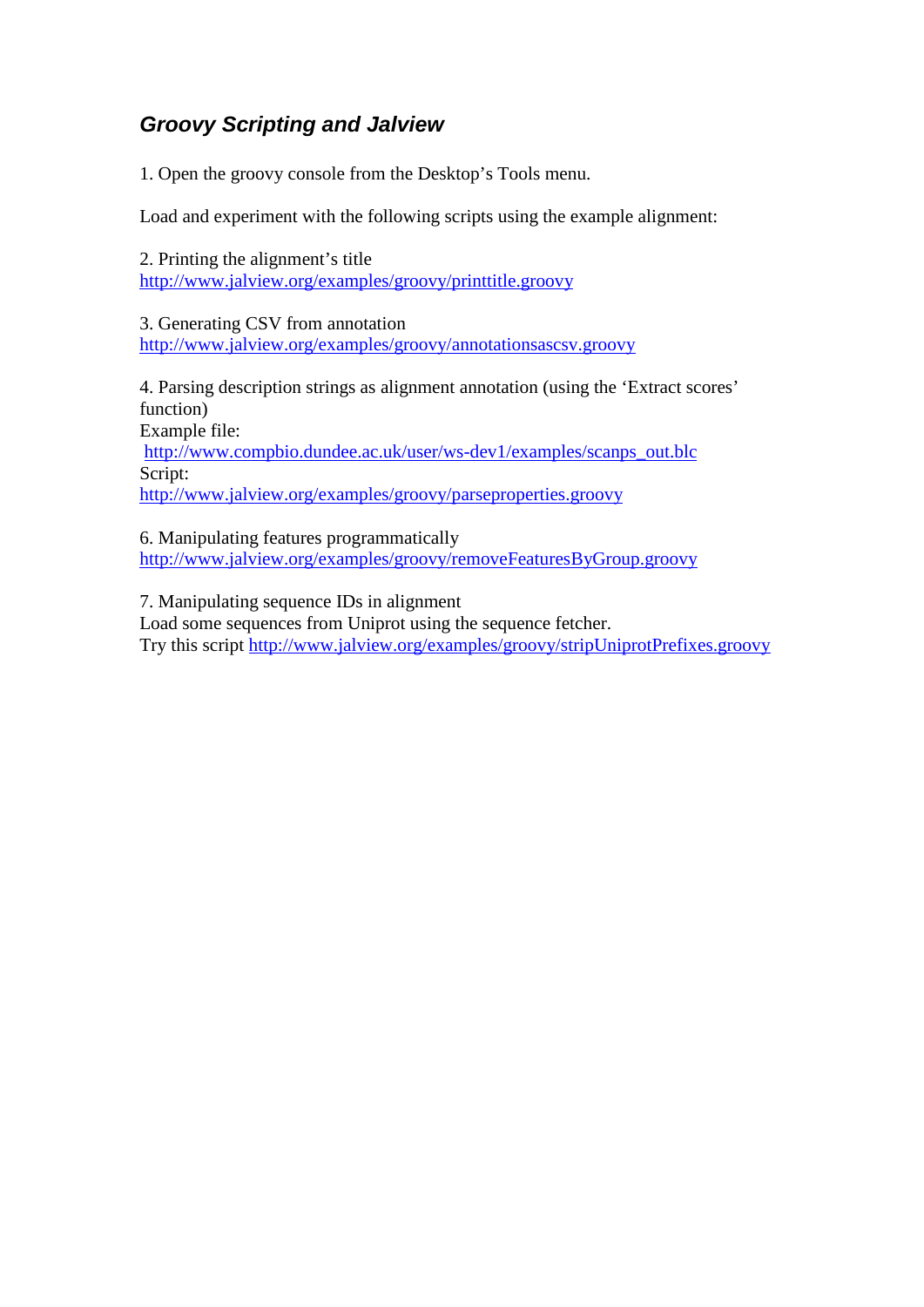## *Groovy Scripting and Jalview*

1. Open the groovy console from the Desktop's Tools menu.

Load and experiment with the following scripts using the example alignment:

2. Printing the alignment's title
http://www.jalview.org/examples/groovy/printtitle.groovy

3. Generating CSV from annotation
http://www.jalview.org/examples/groovy/annotationsascsv.groovy

4. Parsing description strings as alignment annotation (using the 'Extract scores' function)
Example file:
http://www.compbio.dundee.ac.uk/user/ws-dev1/examples/scanps_out.blc
Script:
http://www.jalview.org/examples/groovy/parseproperties.groovy

6. Manipulating features programmatically
http://www.jalview.org/examples/groovy/removeFeaturesByGroup.groovy

7. Manipulating sequence IDs in alignment
Load some sequences from Uniprot using the sequence fetcher.
Try this script http://www.jalview.org/examples/groovy/stripUniprotPrefixes.groovy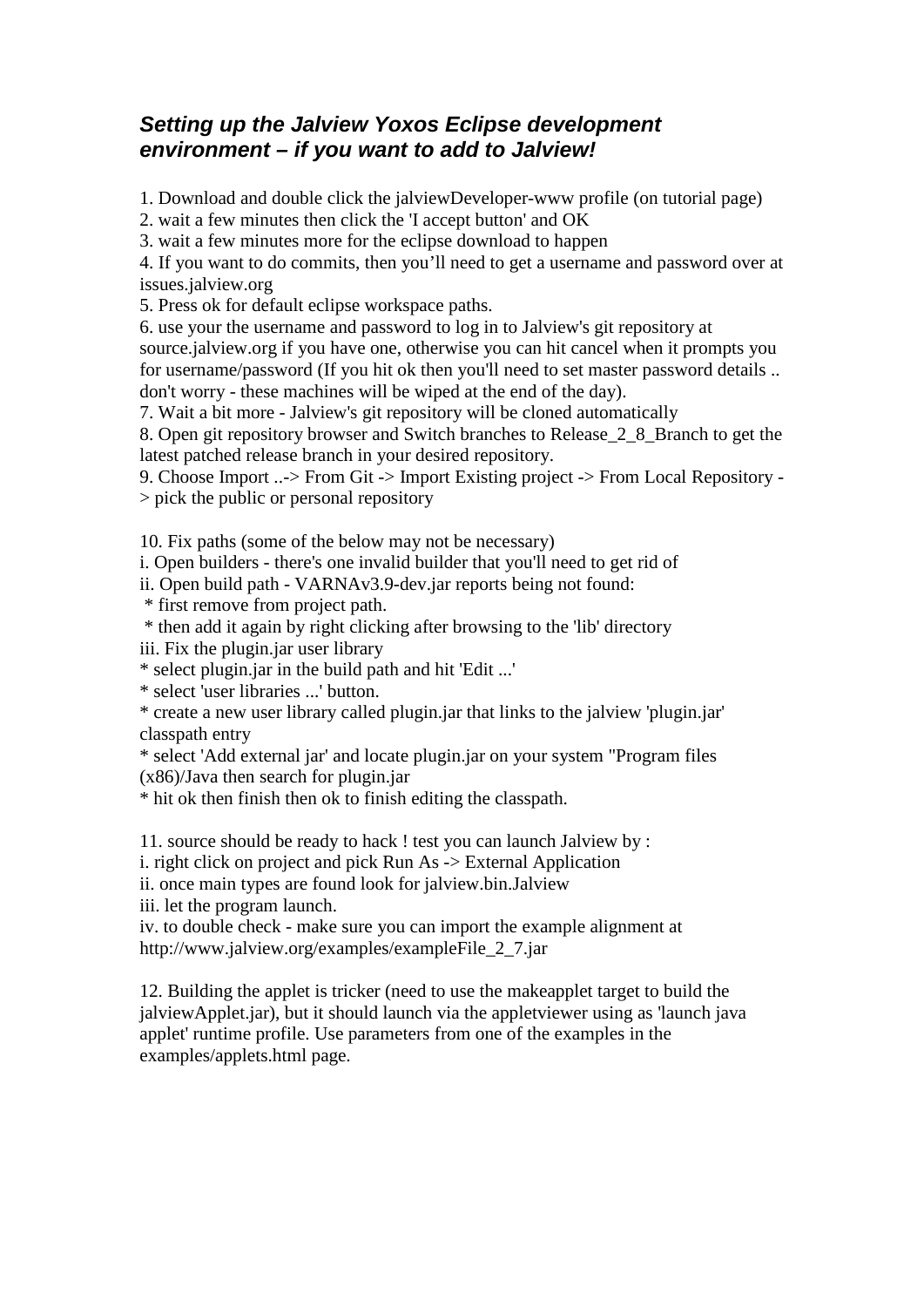## *Setting up the Jalview Yoxos Eclipse development environment – if you want to add to Jalview!*

1. Download and double click the jalviewDeveloper-www profile (on tutorial page)
2. wait a few minutes then click the 'I accept button' and OK
3. wait a few minutes more for the eclipse download to happen
4. If you want to do commits, then you'll need to get a username and password over at issues.jalview.org
5. Press ok for default eclipse workspace paths.
6. use your the username and password to log in to Jalview's git repository at source.jalview.org if you have one, otherwise you can hit cancel when it prompts you for username/password (If you hit ok then you'll need to set master password details .. don't worry - these machines will be wiped at the end of the day).
7. Wait a bit more - Jalview's git repository will be cloned automatically
8. Open git repository browser and Switch branches to Release_2_8_Branch to get the latest patched release branch in your desired repository.
9. Choose Import ..-> From Git -> Import Existing project -> From Local Repository -> pick the public or personal repository

10. Fix paths (some of the below may not be necessary)
i. Open builders - there's one invalid builder that you'll need to get rid of
ii. Open build path - VARNAv3.9-dev.jar reports being not found:
 * first remove from project path.
 * then add it again by right clicking after browsing to the 'lib' directory
iii. Fix the plugin.jar user library
* select plugin.jar in the build path and hit 'Edit ...'
* select 'user libraries ...' button.
* create a new user library called plugin.jar that links to the jalview 'plugin.jar' classpath entry
* select 'Add external jar' and locate plugin.jar on your system "Program files (x86)/Java then search for plugin.jar
* hit ok then finish then ok to finish editing the classpath.

11. source should be ready to hack ! test you can launch Jalview by :
i. right click on project and pick Run As -> External Application
ii. once main types are found look for jalview.bin.Jalview
iii. let the program launch.
iv. to double check - make sure you can import the example alignment at http://www.jalview.org/examples/exampleFile_2_7.jar

12. Building the applet is tricker (need to use the makeapplet target to build the jalviewApplet.jar), but it should launch via the appletviewer using as 'launch java applet' runtime profile. Use parameters from one of the examples in the examples/applets.html page.